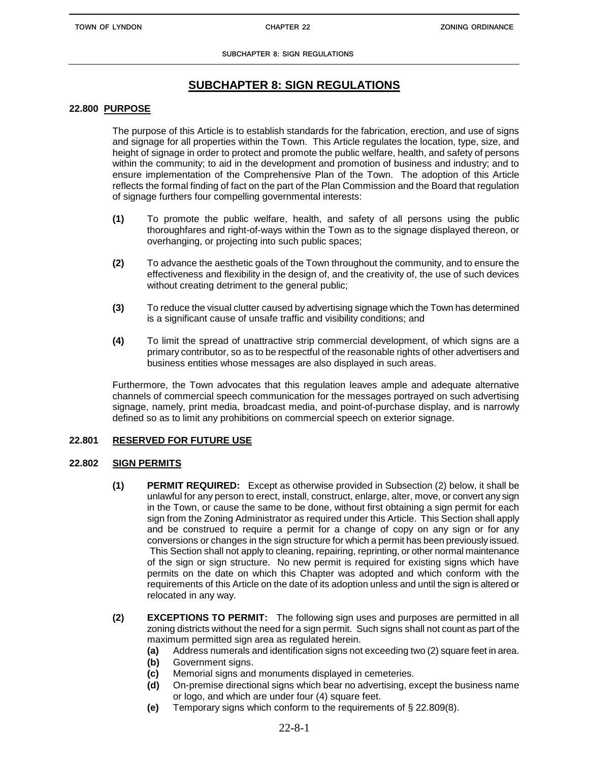# SUBCHAPTER 8: SIGN REGULATIONS

## 22.800 PURPOSE

The purpose of this Article is to establish standards for the fabrication, erection, and use of signs and signage for all properties within the Town. This Article regulates the location, type, size, and height of signage in order to protect and promote the public welfare, health, and safety of persons within the community; to aid in the development and promotion of business and industry; and to ensure implementation of the Comprehensive Plan of the Town. The adoption of this Article reflects the formal finding of fact on the part of the Plan Commission and the Board that regulation of signage furthers four compelling governmental interests:

**(1)** To promote the public welfare, health, and safety of all persons using the public thoroughfares and right-of-ways within the Town as to the signage displayed thereon, or overhanging, or projecting into such public spaces;

**(2)** To advance the aesthetic goals of the Town throughout the community, and to ensure the effectiveness and flexibility in the design of, and the creativity of, the use of such devices without creating detriment to the general public;

**(3)** To reduce the visual clutter caused by advertising signage which the Town has determined is a significant cause of unsafe traffic and visibility conditions; and

**(4)** To limit the spread of unattractive strip commercial development, of which signs are a primary contributor, so as to be respectful of the reasonable rights of other advertisers and business entities whose messages are also displayed in such areas.

Furthermore, the Town advocates that this regulation leaves ample and adequate alternative channels of commercial speech communication for the messages portrayed on such advertising signage, namely, print media, broadcast media, and point-of-purchase display, and is narrowly defined so as to limit any prohibitions on commercial speech on exterior signage.

## 22.801 RESERVED FOR FUTURE USE

## 22.802 SIGN PERMITS

**(1) PERMIT REQUIRED:** Except as otherwise provided in Subsection (2) below, it shall be unlawful for any person to erect, install, construct, enlarge, alter, move, or convert any sign in the Town, or cause the same to be done, without first obtaining a sign permit for each sign from the Zoning Administrator as required under this Article. This Section shall apply and be construed to require a permit for a change of copy on any sign or for any conversions or changes in the sign structure for which a permit has been previously issued. This Section shall not apply to cleaning, repairing, reprinting, or other normal maintenance of the sign or sign structure. No new permit is required for existing signs which have permits on the date on which this Chapter was adopted and which conform with the requirements of this Article on the date of its adoption unless and until the sign is altered or relocated in any way.

**(2) EXCEPTIONS TO PERMIT:** The following sign uses and purposes are permitted in all zoning districts without the need for a sign permit. Such signs shall not count as part of the maximum permitted sign area as regulated herein.

- **(a)** Address numerals and identification signs not exceeding two (2) square feet in area.
- **(b)** Government signs.
- **(c)** Memorial signs and monuments displayed in cemeteries.
- **(d)** On-premise directional signs which bear no advertising, except the business name or logo, and which are under four (4) square feet.
- **(e)** Temporary signs which conform to the requirements of § 22.809(8).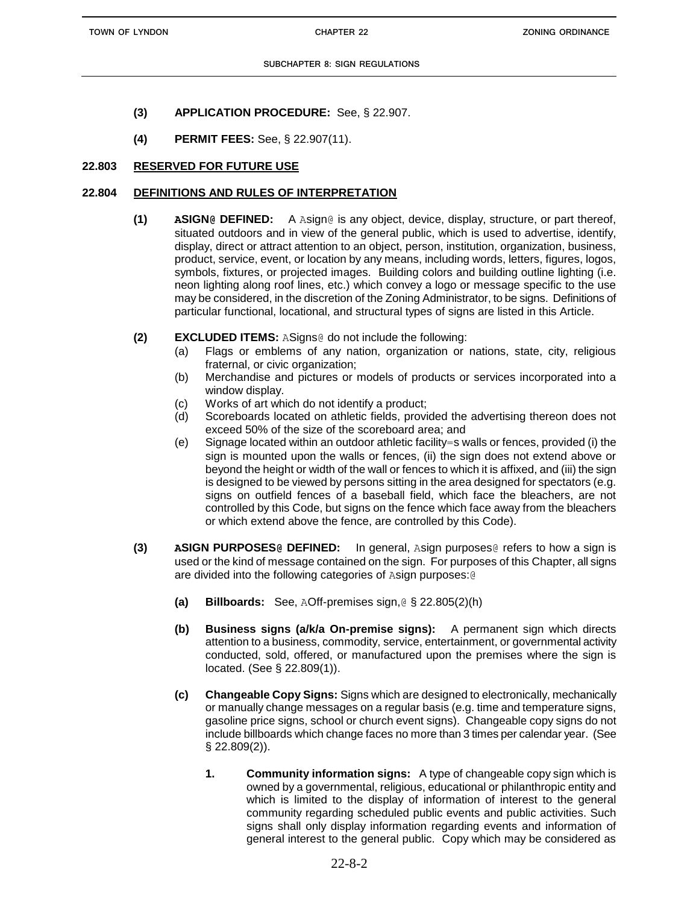**(3) APPLICATION PROCEDURE:** See, § 22.907.

**(4) PERMIT FEES:** See, § 22.907(11).

## 22.803 RESERVED FOR FUTURE USE

## 22.804 DEFINITIONS AND RULES OF INTERPRETATION

**(1) ASIGN@ DEFINED:** A Asign@ is any object, device, display, structure, or part thereof, situated outdoors and in view of the general public, which is used to advertise, identify, display, direct or attract attention to an object, person, institution, organization, business, product, service, event, or location by any means, including words, letters, figures, logos, symbols, fixtures, or projected images. Building colors and building outline lighting (i.e. neon lighting along roof lines, etc.) which convey a logo or message specific to the use may be considered, in the discretion of the Zoning Administrator, to be signs. Definitions of particular functional, locational, and structural types of signs are listed in this Article.

**(2) EXCLUDED ITEMS:** ASigns@ do not include the following:

(a) Flags or emblems of any nation, organization or nations, state, city, religious fraternal, or civic organization;

(b) Merchandise and pictures or models of products or services incorporated into a window display.

(c) Works of art which do not identify a product;

(d) Scoreboards located on athletic fields, provided the advertising thereon does not exceed 50% of the size of the scoreboard area; and

(e) Signage located within an outdoor athletic facility=s walls or fences, provided (i) the sign is mounted upon the walls or fences, (ii) the sign does not extend above or beyond the height or width of the wall or fences to which it is affixed, and (iii) the sign is designed to be viewed by persons sitting in the area designed for spectators (e.g. signs on outfield fences of a baseball field, which face the bleachers, are not controlled by this Code, but signs on the fence which face away from the bleachers or which extend above the fence, are controlled by this Code).

**(3) ASIGN PURPOSES@ DEFINED:** In general, Asign purposes@ refers to how a sign is used or the kind of message contained on the sign. For purposes of this Chapter, all signs are divided into the following categories of Asign purposes:@

**(a) Billboards:** See, AOff-premises sign,@ § 22.805(2)(h)

**(b) Business signs (a/k/a On-premise signs):** A permanent sign which directs attention to a business, commodity, service, entertainment, or governmental activity conducted, sold, offered, or manufactured upon the premises where the sign is located. (See § 22.809(1)).

**(c) Changeable Copy Signs:** Signs which are designed to electronically, mechanically or manually change messages on a regular basis (e.g. time and temperature signs, gasoline price signs, school or church event signs). Changeable copy signs do not include billboards which change faces no more than 3 times per calendar year. (See § 22.809(2)).

**1. Community information signs:** A type of changeable copy sign which is owned by a governmental, religious, educational or philanthropic entity and which is limited to the display of information of interest to the general community regarding scheduled public events and public activities. Such signs shall only display information regarding events and information of general interest to the general public. Copy which may be considered as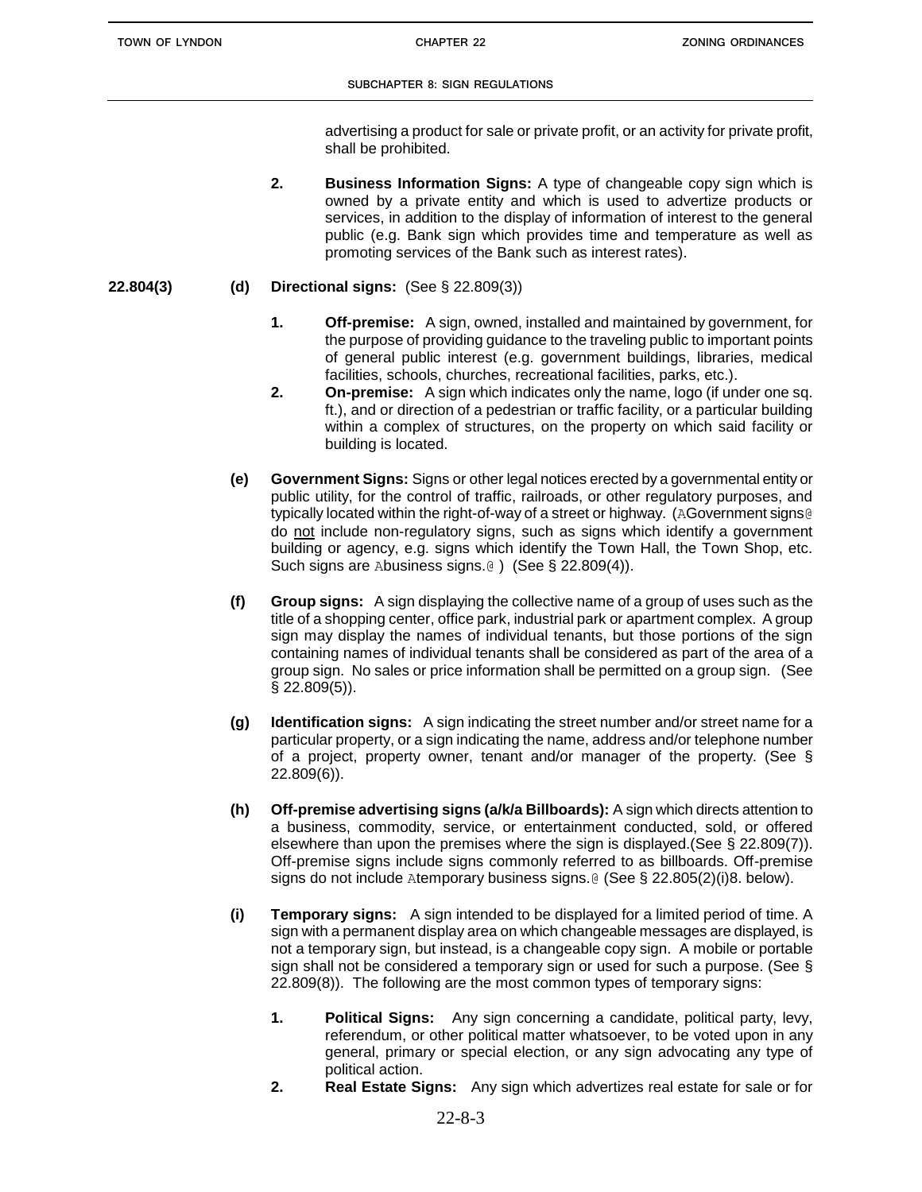advertising a product for sale or private profit, or an activity for private profit, shall be prohibited.

2. **Business Information Signs:** A type of changeable copy sign which is owned by a private entity and which is used to advertize products or services, in addition to the display of information of interest to the general public (e.g. Bank sign which provides time and temperature as well as promoting services of the Bank such as interest rates).

22.804(3) **(d) Directional signs:** (See § 22.809(3))

1. **Off-premise:** A sign, owned, installed and maintained by government, for the purpose of providing guidance to the traveling public to important points of general public interest (e.g. government buildings, libraries, medical facilities, schools, churches, recreational facilities, parks, etc.).
2. **On-premise:** A sign which indicates only the name, logo (if under one sq. ft.), and or direction of a pedestrian or traffic facility, or a particular building within a complex of structures, on the property on which said facility or building is located.

**(e) Government Signs:** Signs or other legal notices erected by a governmental entity or public utility, for the control of traffic, railroads, or other regulatory purposes, and typically located within the right-of-way of a street or highway. (AGovernment signs@ do not include non-regulatory signs, such as signs which identify a government building or agency, e.g. signs which identify the Town Hall, the Town Shop, etc. Such signs are Abusiness signs.@ ) (See § 22.809(4)).

**(f) Group signs:** A sign displaying the collective name of a group of uses such as the title of a shopping center, office park, industrial park or apartment complex. A group sign may display the names of individual tenants, but those portions of the sign containing names of individual tenants shall be considered as part of the area of a group sign. No sales or price information shall be permitted on a group sign. (See § 22.809(5)).

**(g) Identification signs:** A sign indicating the street number and/or street name for a particular property, or a sign indicating the name, address and/or telephone number of a project, property owner, tenant and/or manager of the property. (See § 22.809(6)).

**(h) Off-premise advertising signs (a/k/a Billboards):** A sign which directs attention to a business, commodity, service, or entertainment conducted, sold, or offered elsewhere than upon the premises where the sign is displayed.(See § 22.809(7)). Off-premise signs include signs commonly referred to as billboards. Off-premise signs do not include Atemporary business signs.@ (See § 22.805(2)(i)8. below).

**(i) Temporary signs:** A sign intended to be displayed for a limited period of time. A sign with a permanent display area on which changeable messages are displayed, is not a temporary sign, but instead, is a changeable copy sign. A mobile or portable sign shall not be considered a temporary sign or used for such a purpose. (See § 22.809(8)). The following are the most common types of temporary signs:

1. **Political Signs:** Any sign concerning a candidate, political party, levy, referendum, or other political matter whatsoever, to be voted upon in any general, primary or special election, or any sign advocating any type of political action.
2. **Real Estate Signs:** Any sign which advertizes real estate for sale or for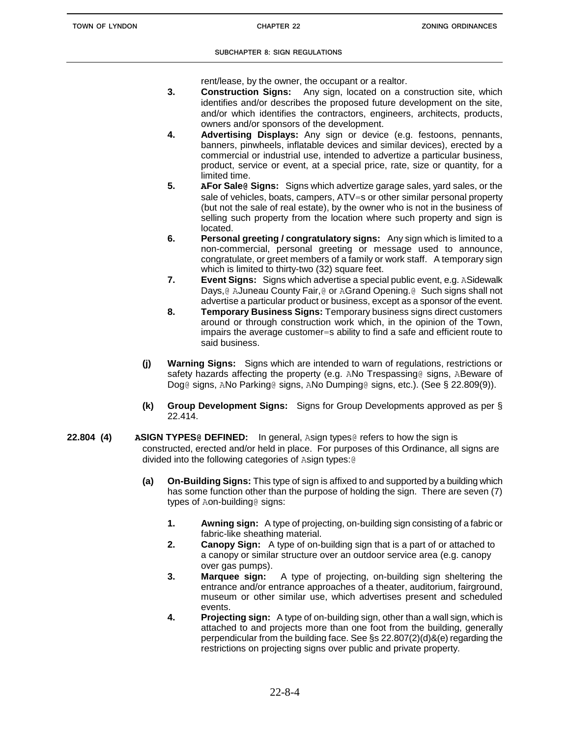rent/lease, by the owner, the occupant or a realtor.

3. **Construction Signs:** Any sign, located on a construction site, which identifies and/or describes the proposed future development on the site, and/or which identifies the contractors, engineers, architects, products, owners and/or sponsors of the development.
4. **Advertising Displays:** Any sign or device (e.g. festoons, pennants, banners, pinwheels, inflatable devices and similar devices), erected by a commercial or industrial use, intended to advertize a particular business, product, service or event, at a special price, rate, size or quantity, for a limited time.
5. **AFor Sale@ Signs:** Signs which advertize garage sales, yard sales, or the sale of vehicles, boats, campers, ATV=s or other similar personal property (but not the sale of real estate), by the owner who is not in the business of selling such property from the location where such property and sign is located.
6. **Personal greeting / congratulatory signs:** Any sign which is limited to a non-commercial, personal greeting or message used to announce, congratulate, or greet members of a family or work staff. A temporary sign which is limited to thirty-two (32) square feet.
7. **Event Signs:** Signs which advertise a special public event, e.g. ASidewalk Days,@ AJuneau County Fair,@ or AGrand Opening.@ Such signs shall not advertise a particular product or business, except as a sponsor of the event.
8. **Temporary Business Signs:** Temporary business signs direct customers around or through construction work which, in the opinion of the Town, impairs the average customer=s ability to find a safe and efficient route to said business.

**(j) Warning Signs:** Signs which are intended to warn of regulations, restrictions or safety hazards affecting the property (e.g. ANo Trespassing@ signs, ABeware of Dog@ signs, ANo Parking@ signs, ANo Dumping@ signs, etc.). (See § 22.809(9)).

**(k) Group Development Signs:** Signs for Group Developments approved as per § 22.414.

**22.804 (4) ASIGN TYPES@ DEFINED:** In general, Asign types@ refers to how the sign is constructed, erected and/or held in place. For purposes of this Ordinance, all signs are divided into the following categories of Asign types:@

**(a) On-Building Signs:** This type of sign is affixed to and supported by a building which has some function other than the purpose of holding the sign. There are seven (7) types of Aon-building@ signs:

1. **Awning sign:** A type of projecting, on-building sign consisting of a fabric or fabric-like sheathing material.
2. **Canopy Sign:** A type of on-building sign that is a part of or attached to a canopy or similar structure over an outdoor service area (e.g. canopy over gas pumps).
3. **Marquee sign:** A type of projecting, on-building sign sheltering the entrance and/or entrance approaches of a theater, auditorium, fairground, museum or other similar use, which advertises present and scheduled events.
4. **Projecting sign:** A type of on-building sign, other than a wall sign, which is attached to and projects more than one foot from the building, generally perpendicular from the building face. See §s 22.807(2)(d)&(e) regarding the restrictions on projecting signs over public and private property.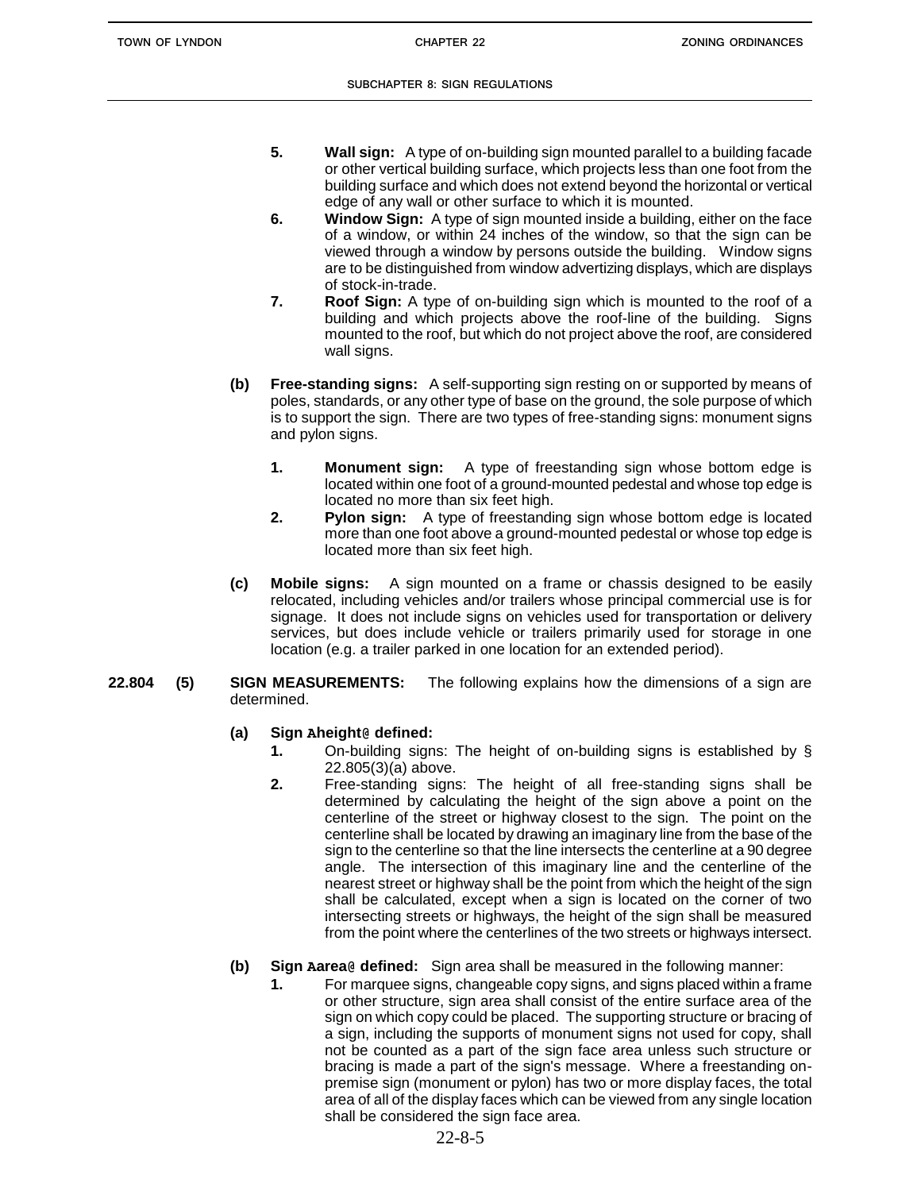5. **Wall sign:** A type of on-building sign mounted parallel to a building facade or other vertical building surface, which projects less than one foot from the building surface and which does not extend beyond the horizontal or vertical edge of any wall or other surface to which it is mounted.
6. **Window Sign:** A type of sign mounted inside a building, either on the face of a window, or within 24 inches of the window, so that the sign can be viewed through a window by persons outside the building. Window signs are to be distinguished from window advertizing displays, which are displays of stock-in-trade.
7. **Roof Sign:** A type of on-building sign which is mounted to the roof of a building and which projects above the roof-line of the building. Signs mounted to the roof, but which do not project above the roof, are considered wall signs.

**(b) Free-standing signs:** A self-supporting sign resting on or supported by means of poles, standards, or any other type of base on the ground, the sole purpose of which is to support the sign. There are two types of free-standing signs: monument signs and pylon signs.

1. **Monument sign:** A type of freestanding sign whose bottom edge is located within one foot of a ground-mounted pedestal and whose top edge is located no more than six feet high.
2. **Pylon sign:** A type of freestanding sign whose bottom edge is located more than one foot above a ground-mounted pedestal or whose top edge is located more than six feet high.

**(c) Mobile signs:** A sign mounted on a frame or chassis designed to be easily relocated, including vehicles and/or trailers whose principal commercial use is for signage. It does not include signs on vehicles used for transportation or delivery services, but does include vehicle or trailers primarily used for storage in one location (e.g. a trailer parked in one location for an extended period).

**22.804 (5) SIGN MEASUREMENTS:** The following explains how the dimensions of a sign are determined.

**(a) Sign Aheight@ defined:**

1. On-building signs: The height of on-building signs is established by § 22.805(3)(a) above.
2. Free-standing signs: The height of all free-standing signs shall be determined by calculating the height of the sign above a point on the centerline of the street or highway closest to the sign. The point on the centerline shall be located by drawing an imaginary line from the base of the sign to the centerline so that the line intersects the centerline at a 90 degree angle. The intersection of this imaginary line and the centerline of the nearest street or highway shall be the point from which the height of the sign shall be calculated, except when a sign is located on the corner of two intersecting streets or highways, the height of the sign shall be measured from the point where the centerlines of the two streets or highways intersect.

**(b) Sign Aarea@ defined:** Sign area shall be measured in the following manner:

1. For marquee signs, changeable copy signs, and signs placed within a frame or other structure, sign area shall consist of the entire surface area of the sign on which copy could be placed. The supporting structure or bracing of a sign, including the supports of monument signs not used for copy, shall not be counted as a part of the sign face area unless such structure or bracing is made a part of the sign's message. Where a freestanding on-premise sign (monument or pylon) has two or more display faces, the total area of all of the display faces which can be viewed from any single location shall be considered the sign face area.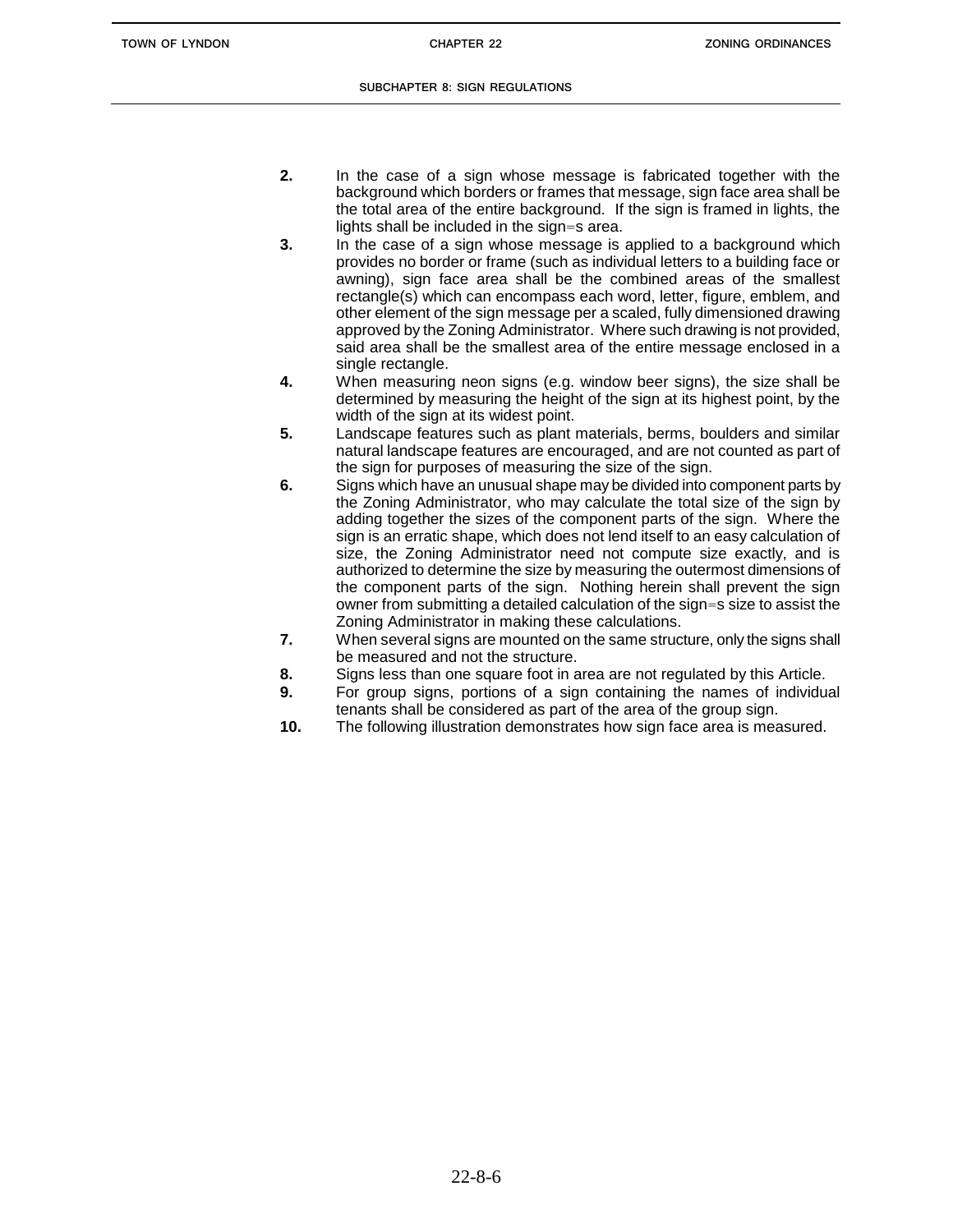2. In the case of a sign whose message is fabricated together with the background which borders or frames that message, sign face area shall be the total area of the entire background. If the sign is framed in lights, the lights shall be included in the sign=s area.
3. In the case of a sign whose message is applied to a background which provides no border or frame (such as individual letters to a building face or awning), sign face area shall be the combined areas of the smallest rectangle(s) which can encompass each word, letter, figure, emblem, and other element of the sign message per a scaled, fully dimensioned drawing approved by the Zoning Administrator. Where such drawing is not provided, said area shall be the smallest area of the entire message enclosed in a single rectangle.
4. When measuring neon signs (e.g. window beer signs), the size shall be determined by measuring the height of the sign at its highest point, by the width of the sign at its widest point.
5. Landscape features such as plant materials, berms, boulders and similar natural landscape features are encouraged, and are not counted as part of the sign for purposes of measuring the size of the sign.
6. Signs which have an unusual shape may be divided into component parts by the Zoning Administrator, who may calculate the total size of the sign by adding together the sizes of the component parts of the sign. Where the sign is an erratic shape, which does not lend itself to an easy calculation of size, the Zoning Administrator need not compute size exactly, and is authorized to determine the size by measuring the outermost dimensions of the component parts of the sign. Nothing herein shall prevent the sign owner from submitting a detailed calculation of the sign=s size to assist the Zoning Administrator in making these calculations.
7. When several signs are mounted on the same structure, only the signs shall be measured and not the structure.
8. Signs less than one square foot in area are not regulated by this Article.
9. For group signs, portions of a sign containing the names of individual tenants shall be considered as part of the area of the group sign.
10. The following illustration demonstrates how sign face area is measured.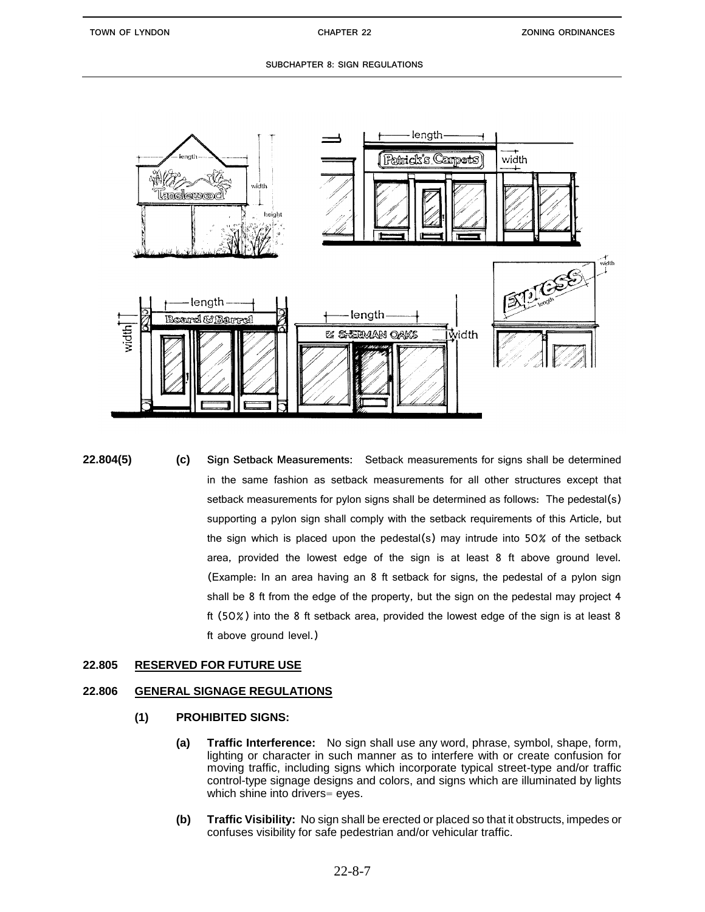**22.804(5) (c) Sign Setback Measurements:** Setback measurements for signs shall be determined in the same fashion as setback measurements for all other structures except that setback measurements for pylon signs shall be determined as follows: The pedestal(s) supporting a pylon sign shall comply with the setback requirements of this Article, but the sign which is placed upon the pedestal(s) may intrude into 50% of the setback area, provided the lowest edge of the sign is at least 8 ft above ground level. (Example: In an area having an 8 ft setback for signs, the pedestal of a pylon sign shall be 8 ft from the edge of the property, but the sign on the pedestal may project 4 ft (50%) into the 8 ft setback area, provided the lowest edge of the sign is at least 8 ft above ground level.)

## 22.805 RESERVED FOR FUTURE USE

## 22.806 GENERAL SIGNAGE REGULATIONS

### (1) PROHIBITED SIGNS:

**(a) Traffic Interference:** No sign shall use any word, phrase, symbol, shape, form, lighting or character in such manner as to interfere with or create confusion for moving traffic, including signs which incorporate typical street-type and/or traffic control-type signage designs and colors, and signs which are illuminated by lights which shine into drivers= eyes.

**(b) Traffic Visibility:** No sign shall be erected or placed so that it obstructs, impedes or confuses visibility for safe pedestrian and/or vehicular traffic.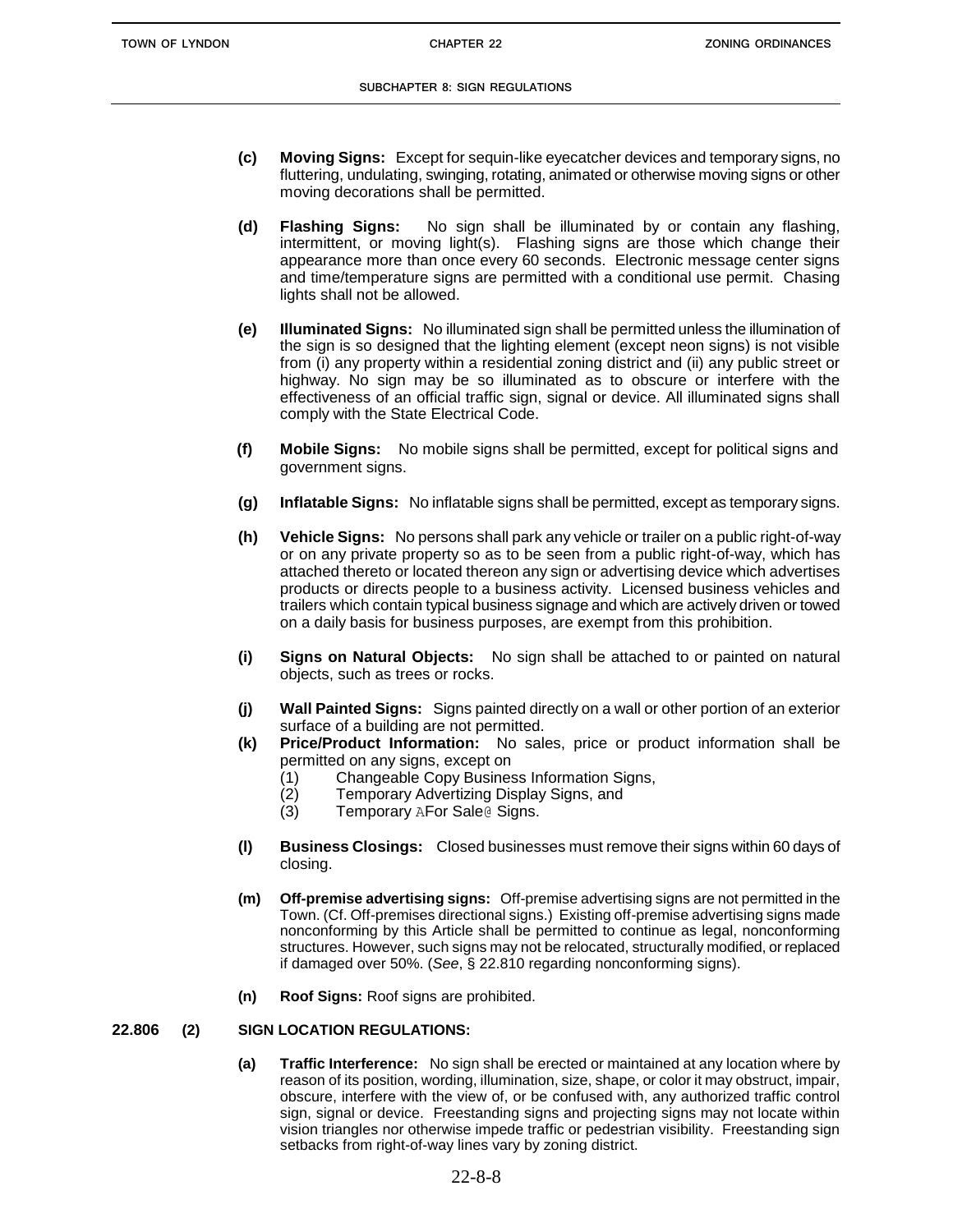**(c) Moving Signs:** Except for sequin-like eyecatcher devices and temporary signs, no fluttering, undulating, swinging, rotating, animated or otherwise moving signs or other moving decorations shall be permitted.

**(d) Flashing Signs:** No sign shall be illuminated by or contain any flashing, intermittent, or moving light(s). Flashing signs are those which change their appearance more than once every 60 seconds. Electronic message center signs and time/temperature signs are permitted with a conditional use permit. Chasing lights shall not be allowed.

**(e) Illuminated Signs:** No illuminated sign shall be permitted unless the illumination of the sign is so designed that the lighting element (except neon signs) is not visible from (i) any property within a residential zoning district and (ii) any public street or highway. No sign may be so illuminated as to obscure or interfere with the effectiveness of an official traffic sign, signal or device. All illuminated signs shall comply with the State Electrical Code.

**(f) Mobile Signs:** No mobile signs shall be permitted, except for political signs and government signs.

**(g) Inflatable Signs:** No inflatable signs shall be permitted, except as temporary signs.

**(h) Vehicle Signs:** No persons shall park any vehicle or trailer on a public right-of-way or on any private property so as to be seen from a public right-of-way, which has attached thereto or located thereon any sign or advertising device which advertises products or directs people to a business activity. Licensed business vehicles and trailers which contain typical business signage and which are actively driven or towed on a daily basis for business purposes, are exempt from this prohibition.

**(i) Signs on Natural Objects:** No sign shall be attached to or painted on natural objects, such as trees or rocks.

**(j) Wall Painted Signs:** Signs painted directly on a wall or other portion of an exterior surface of a building are not permitted.

**(k) Price/Product Information:** No sales, price or product information shall be permitted on any signs, except on

(1) Changeable Copy Business Information Signs,
(2) Temporary Advertizing Display Signs, and
(3) Temporary AFor Sale@ Signs.

**(l) Business Closings:** Closed businesses must remove their signs within 60 days of closing.

**(m) Off-premise advertising signs:** Off-premise advertising signs are not permitted in the Town. (Cf. Off-premises directional signs.) Existing off-premise advertising signs made nonconforming by this Article shall be permitted to continue as legal, nonconforming structures. However, such signs may not be relocated, structurally modified, or replaced if damaged over 50%. (*See*, § 22.810 regarding nonconforming signs).

**(n) Roof Signs:** Roof signs are prohibited.

**22.806 (2) SIGN LOCATION REGULATIONS:**

**(a) Traffic Interference:** No sign shall be erected or maintained at any location where by reason of its position, wording, illumination, size, shape, or color it may obstruct, impair, obscure, interfere with the view of, or be confused with, any authorized traffic control sign, signal or device. Freestanding signs and projecting signs may not locate within vision triangles nor otherwise impede traffic or pedestrian visibility. Freestanding sign setbacks from right-of-way lines vary by zoning district.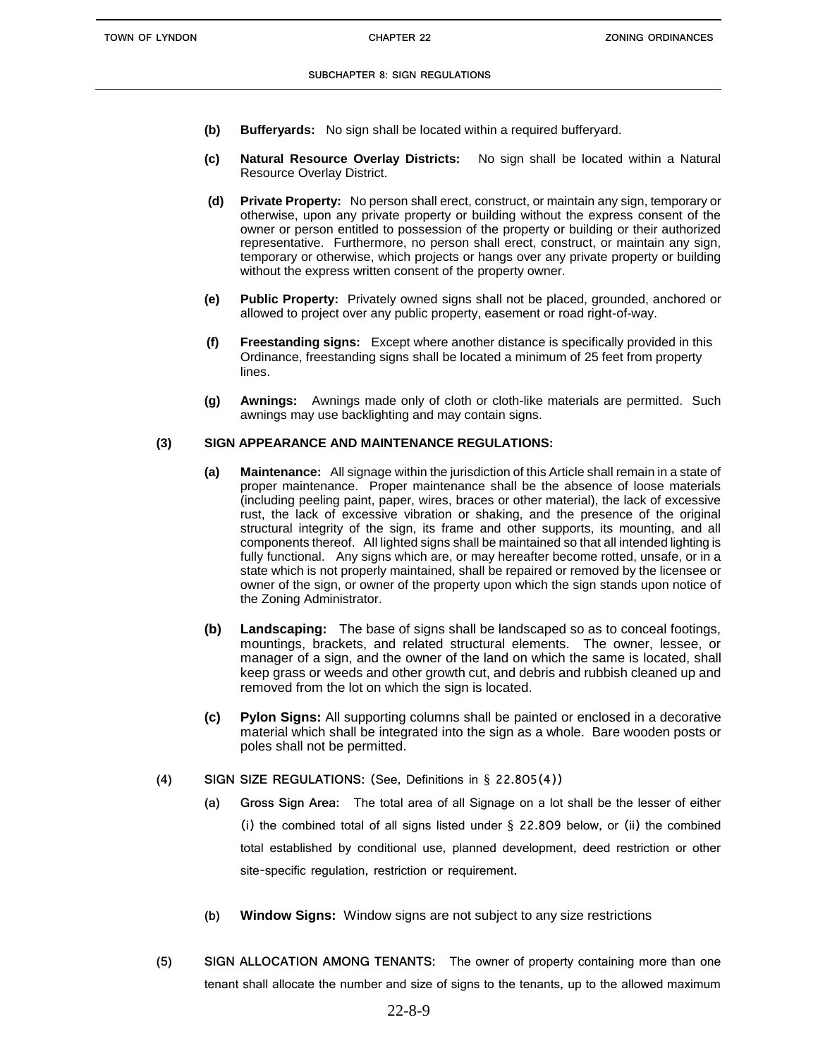**(b) Bufferyards:** No sign shall be located within a required bufferyard.

**(c) Natural Resource Overlay Districts:** No sign shall be located within a Natural Resource Overlay District.

**(d) Private Property:** No person shall erect, construct, or maintain any sign, temporary or otherwise, upon any private property or building without the express consent of the owner or person entitled to possession of the property or building or their authorized representative. Furthermore, no person shall erect, construct, or maintain any sign, temporary or otherwise, which projects or hangs over any private property or building without the express written consent of the property owner.

**(e) Public Property:** Privately owned signs shall not be placed, grounded, anchored or allowed to project over any public property, easement or road right-of-way.

**(f) Freestanding signs:** Except where another distance is specifically provided in this Ordinance, freestanding signs shall be located a minimum of 25 feet from property lines.

**(g) Awnings:** Awnings made only of cloth or cloth-like materials are permitted. Such awnings may use backlighting and may contain signs.

**(3) SIGN APPEARANCE AND MAINTENANCE REGULATIONS:**

**(a) Maintenance:** All signage within the jurisdiction of this Article shall remain in a state of proper maintenance. Proper maintenance shall be the absence of loose materials (including peeling paint, paper, wires, braces or other material), the lack of excessive rust, the lack of excessive vibration or shaking, and the presence of the original structural integrity of the sign, its frame and other supports, its mounting, and all components thereof. All lighted signs shall be maintained so that all intended lighting is fully functional. Any signs which are, or may hereafter become rotted, unsafe, or in a state which is not properly maintained, shall be repaired or removed by the licensee or owner of the sign, or owner of the property upon which the sign stands upon notice of the Zoning Administrator.

**(b) Landscaping:** The base of signs shall be landscaped so as to conceal footings, mountings, brackets, and related structural elements. The owner, lessee, or manager of a sign, and the owner of the land on which the same is located, shall keep grass or weeds and other growth cut, and debris and rubbish cleaned up and removed from the lot on which the sign is located.

**(c) Pylon Signs:** All supporting columns shall be painted or enclosed in a decorative material which shall be integrated into the sign as a whole. Bare wooden posts or poles shall not be permitted.

**(4) SIGN SIZE REGULATIONS:** (See, Definitions in § 22.805(4))

**(a) Gross Sign Area:** The total area of all Signage on a lot shall be the lesser of either (i) the combined total of all signs listed under § 22.809 below, or (ii) the combined total established by conditional use, planned development, deed restriction or other site-specific regulation, restriction or requirement.

(b) **Window Signs:** Window signs are not subject to any size restrictions

**(5) SIGN ALLOCATION AMONG TENANTS:** The owner of property containing more than one tenant shall allocate the number and size of signs to the tenants, up to the allowed maximum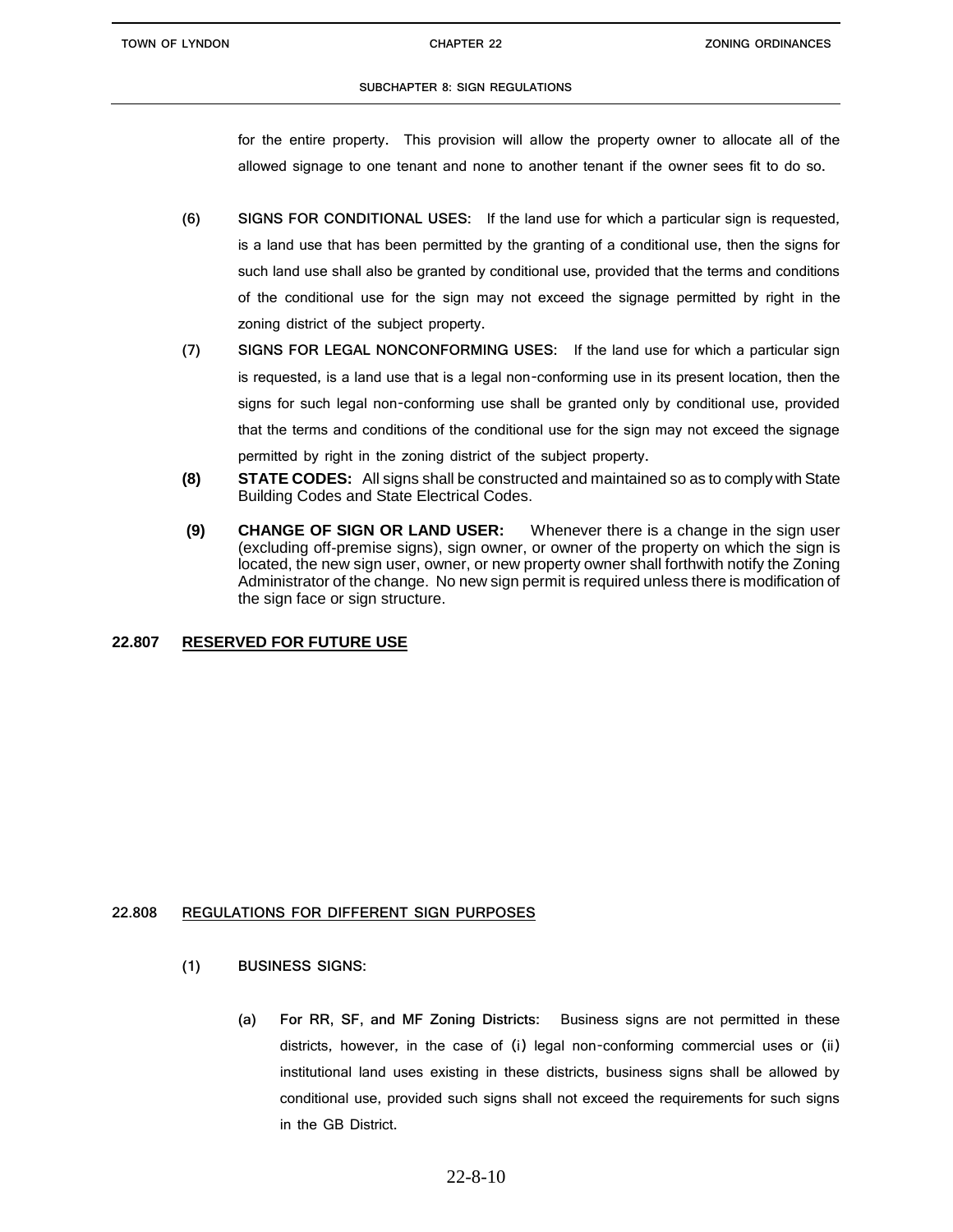for the entire property. This provision will allow the property owner to allocate all of the allowed signage to one tenant and none to another tenant if the owner sees fit to do so.

**(6) SIGNS FOR CONDITIONAL USES:** If the land use for which a particular sign is requested, is a land use that has been permitted by the granting of a conditional use, then the signs for such land use shall also be granted by conditional use, provided that the terms and conditions of the conditional use for the sign may not exceed the signage permitted by right in the zoning district of the subject property.

**(7) SIGNS FOR LEGAL NONCONFORMING USES:** If the land use for which a particular sign is requested, is a land use that is a legal non-conforming use in its present location, then the signs for such legal non-conforming use shall be granted only by conditional use, provided that the terms and conditions of the conditional use for the sign may not exceed the signage permitted by right in the zoning district of the subject property.

**(8) STATE CODES:** All signs shall be constructed and maintained so as to comply with State Building Codes and State Electrical Codes.

**(9) CHANGE OF SIGN OR LAND USER:** Whenever there is a change in the sign user (excluding off-premise signs), sign owner, or owner of the property on which the sign is located, the new sign user, owner, or new property owner shall forthwith notify the Zoning Administrator of the change. No new sign permit is required unless there is modification of the sign face or sign structure.

## 22.807 RESERVED FOR FUTURE USE

## 22.808 REGULATIONS FOR DIFFERENT SIGN PURPOSES

**(1) BUSINESS SIGNS:**

**(a) For RR, SF, and MF Zoning Districts:** Business signs are not permitted in these districts, however, in the case of (i) legal non-conforming commercial uses or (ii) institutional land uses existing in these districts, business signs shall be allowed by conditional use, provided such signs shall not exceed the requirements for such signs in the GB District.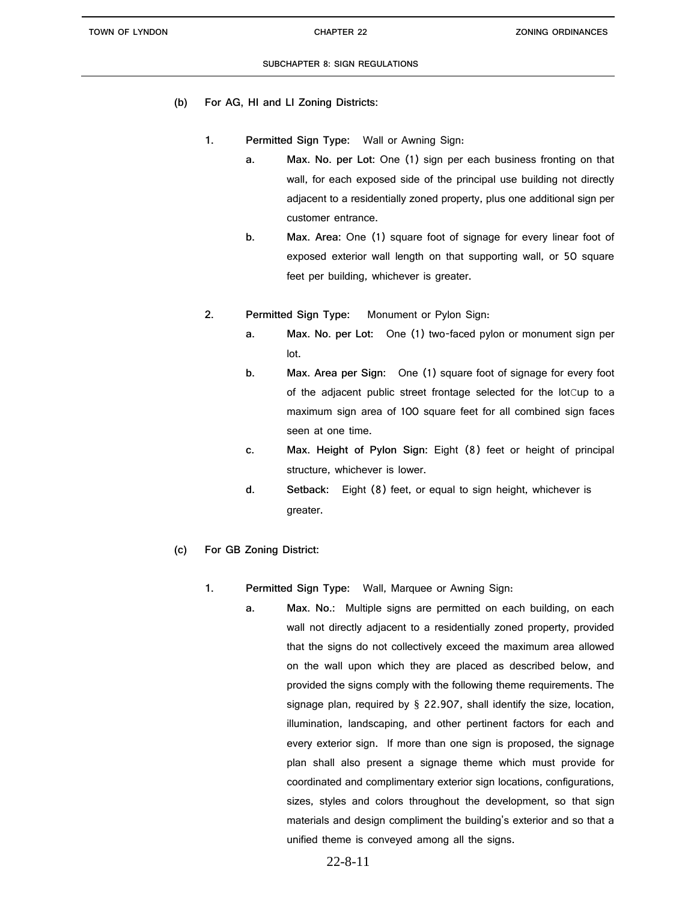(b) **For AG, HI and LI Zoning Districts:**

1. **Permitted Sign Type:** Wall or Awning Sign:

   a. **Max. No. per Lot:** One (1) sign per each business fronting on that wall, for each exposed side of the principal use building not directly adjacent to a residentially zoned property, plus one additional sign per customer entrance.

   b. **Max. Area:** One (1) square foot of signage for every linear foot of exposed exterior wall length on that supporting wall, or 50 square feet per building, whichever is greater.

2. **Permitted Sign Type:** Monument or Pylon Sign:

   a. **Max. No. per Lot:** One (1) two-faced pylon or monument sign per lot.

   b. **Max. Area per Sign:** One (1) square foot of signage for every foot of the adjacent public street frontage selected for the lotCup to a maximum sign area of 100 square feet for all combined sign faces seen at one time.

   c. **Max. Height of Pylon Sign:** Eight (8) feet or height of principal structure, whichever is lower.

   d. **Setback:** Eight (8) feet, or equal to sign height, whichever is greater.

(c) **For GB Zoning District:**

1. **Permitted Sign Type:** Wall, Marquee or Awning Sign:

   a. **Max. No.:** Multiple signs are permitted on each building, on each wall not directly adjacent to a residentially zoned property, provided that the signs do not collectively exceed the maximum area allowed on the wall upon which they are placed as described below, and provided the signs comply with the following theme requirements. The signage plan, required by § 22.907, shall identify the size, location, illumination, landscaping, and other pertinent factors for each and every exterior sign. If more than one sign is proposed, the signage plan shall also present a signage theme which must provide for coordinated and complimentary exterior sign locations, configurations, sizes, styles and colors throughout the development, so that sign materials and design compliment the building's exterior and so that a unified theme is conveyed among all the signs.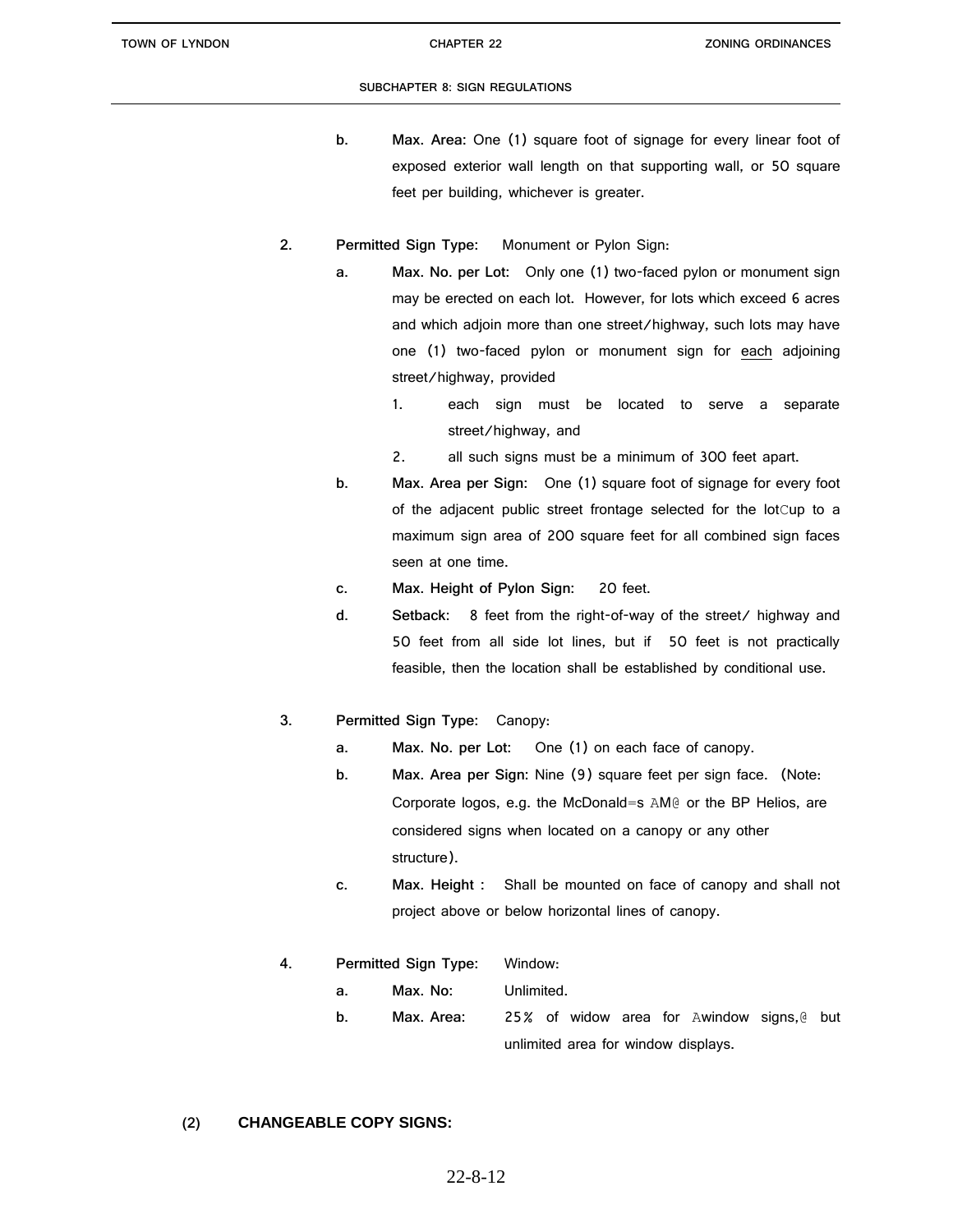b. **Max. Area:** One (1) square foot of signage for every linear foot of exposed exterior wall length on that supporting wall, or 50 square feet per building, whichever is greater.

2. **Permitted Sign Type:** Monument or Pylon Sign:

   a. **Max. No. per Lot:** Only one (1) two-faced pylon or monument sign may be erected on each lot. However, for lots which exceed 6 acres and which adjoin more than one street/highway, such lots may have one (1) two-faced pylon or monument sign for <u>each</u> adjoining street/highway, provided

      1. each sign must be located to serve a separate street/highway, and
      2. all such signs must be a minimum of 300 feet apart.

   b. **Max. Area per Sign:** One (1) square foot of signage for every foot of the adjacent public street frontage selected for the lotCup to a maximum sign area of 200 square feet for all combined sign faces seen at one time.

   c. **Max. Height of Pylon Sign:** 20 feet.

   d. **Setback:** 8 feet from the right-of-way of the street/ highway and 50 feet from all side lot lines, but if 50 feet is not practically feasible, then the location shall be established by conditional use.

3. **Permitted Sign Type:** Canopy:

   a. **Max. No. per Lot:** One (1) on each face of canopy.

   b. **Max. Area per Sign:** Nine (9) square feet per sign face. (Note: Corporate logos, e.g. the McDonald=s AM@ or the BP Helios, are considered signs when located on a canopy or any other structure).

   c. **Max. Height :** Shall be mounted on face of canopy and shall not project above or below horizontal lines of canopy.

4. **Permitted Sign Type:** Window:

   a. **Max. No:** Unlimited.

   b. **Max. Area:** 25% of widow area for Awindow signs,@ but unlimited area for window displays.

**(2) CHANGEABLE COPY SIGNS:**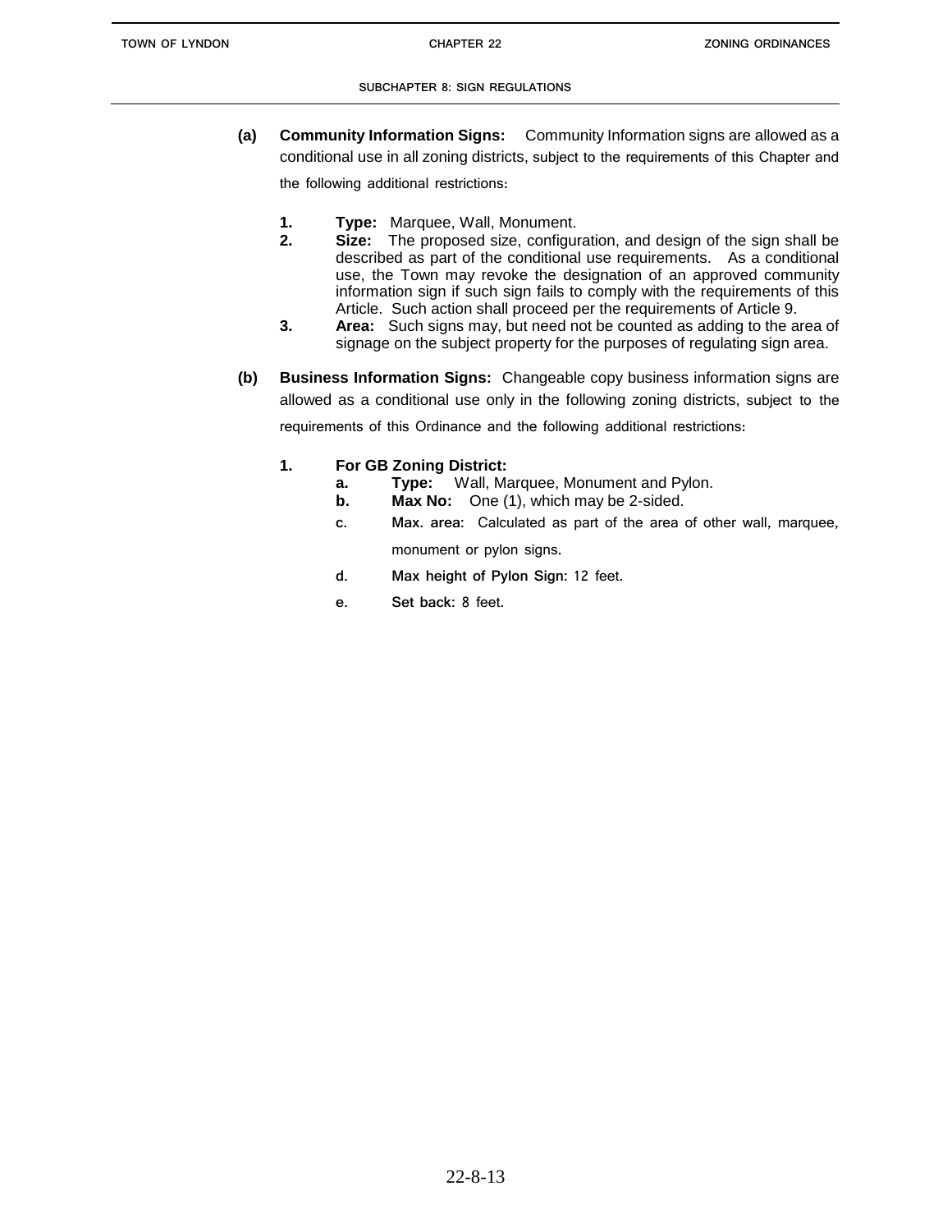**(a) Community Information Signs:** Community Information signs are allowed as a conditional use in all zoning districts, subject to the requirements of this Chapter and the following additional restrictions:

1. **Type:** Marquee, Wall, Monument.
2. **Size:** The proposed size, configuration, and design of the sign shall be described as part of the conditional use requirements. As a conditional use, the Town may revoke the designation of an approved community information sign if such sign fails to comply with the requirements of this Article. Such action shall proceed per the requirements of Article 9.
3. **Area:** Such signs may, but need not be counted as adding to the area of signage on the subject property for the purposes of regulating sign area.

**(b) Business Information Signs:** Changeable copy business information signs are allowed as a conditional use only in the following zoning districts, subject to the requirements of this Ordinance and the following additional restrictions:

1. **For GB Zoning District:**
   a. **Type:** Wall, Marquee, Monument and Pylon.
   b. **Max No:** One (1), which may be 2-sided.
   c. **Max. area:** Calculated as part of the area of other wall, marquee, monument or pylon signs.
   d. **Max height of Pylon Sign:** 12 feet.
   e. **Set back:** 8 feet.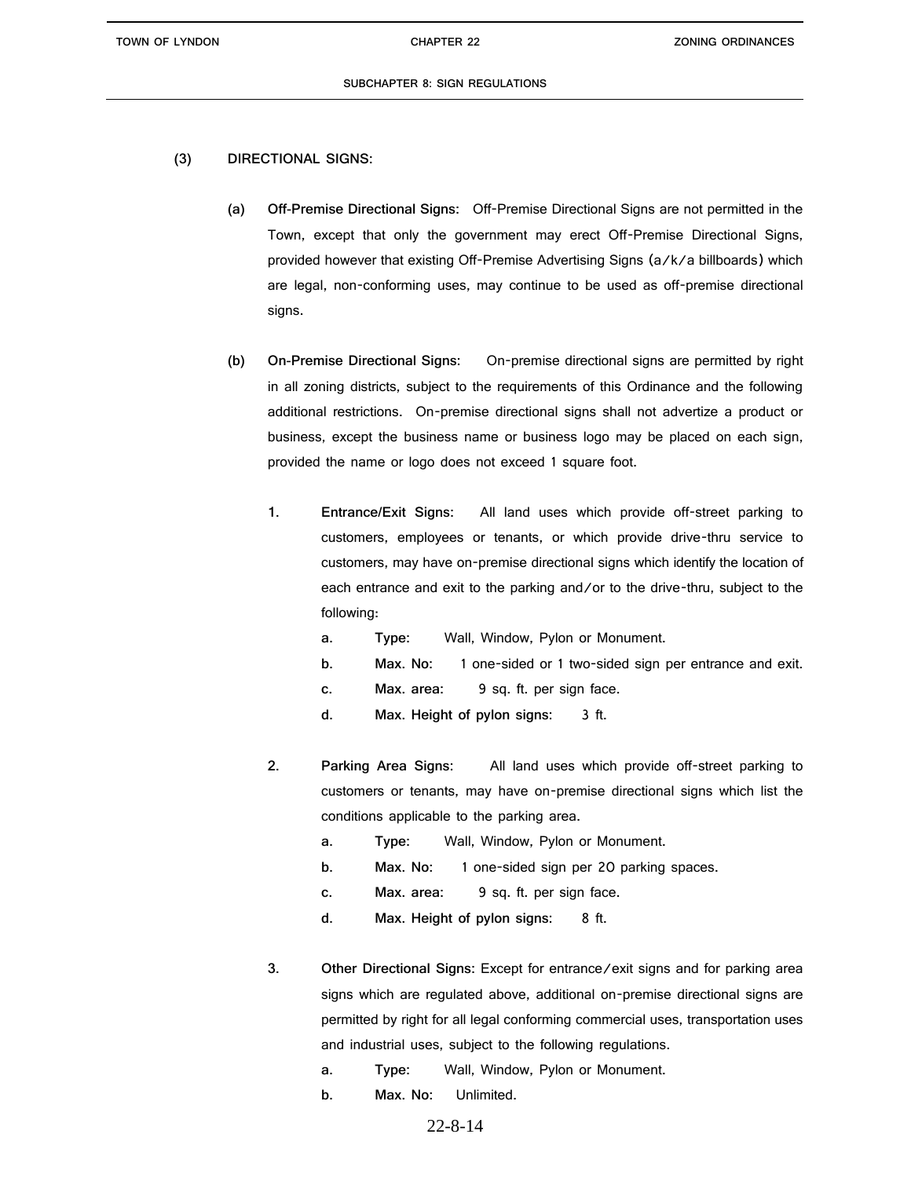**(3) DIRECTIONAL SIGNS:**

**(a) Off-Premise Directional Signs:** Off-Premise Directional Signs are not permitted in the Town, except that only the government may erect Off-Premise Directional Signs, provided however that existing Off-Premise Advertising Signs (a/k/a billboards) which are legal, non-conforming uses, may continue to be used as off-premise directional signs.

**(b) On-Premise Directional Signs:** On-premise directional signs are permitted by right in all zoning districts, subject to the requirements of this Ordinance and the following additional restrictions. On-premise directional signs shall not advertize a product or business, except the business name or business logo may be placed on each sign, provided the name or logo does not exceed 1 square foot.

1. **Entrance/Exit Signs:** All land uses which provide off-street parking to customers, employees or tenants, or which provide drive-thru service to customers, may have on-premise directional signs which identify the location of each entrance and exit to the parking and/or to the drive-thru, subject to the following:
   - a. **Type:** Wall, Window, Pylon or Monument.
   - b. **Max. No:** 1 one-sided or 1 two-sided sign per entrance and exit.
   - c. **Max. area:** 9 sq. ft. per sign face.
   - d. **Max. Height of pylon signs:** 3 ft.

2. **Parking Area Signs:** All land uses which provide off-street parking to customers or tenants, may have on-premise directional signs which list the conditions applicable to the parking area.
   - a. **Type:** Wall, Window, Pylon or Monument.
   - b. **Max. No:** 1 one-sided sign per 20 parking spaces.
   - c. **Max. area:** 9 sq. ft. per sign face.
   - d. **Max. Height of pylon signs:** 8 ft.

3. **Other Directional Signs:** Except for entrance/exit signs and for parking area signs which are regulated above, additional on-premise directional signs are permitted by right for all legal conforming commercial uses, transportation uses and industrial uses, subject to the following regulations.
   - a. **Type:** Wall, Window, Pylon or Monument.
   - b. **Max. No:** Unlimited.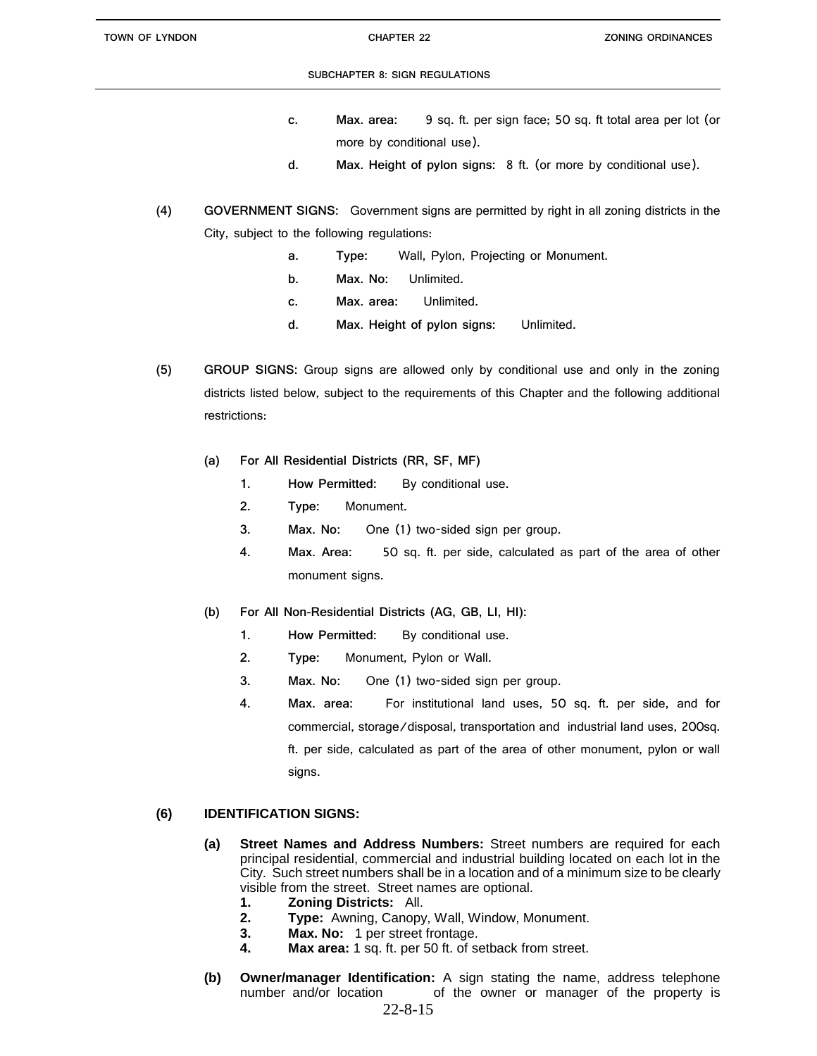c. **Max. area:** 9 sq. ft. per sign face; 50 sq. ft total area per lot (or more by conditional use).

d. **Max. Height of pylon signs:** 8 ft. (or more by conditional use).

**(4) GOVERNMENT SIGNS:** Government signs are permitted by right in all zoning districts in the City, subject to the following regulations:

a. **Type:** Wall, Pylon, Projecting or Monument.

b. **Max. No:** Unlimited.

c. **Max. area:** Unlimited.

d. **Max. Height of pylon signs:** Unlimited.

**(5) GROUP SIGNS:** Group signs are allowed only by conditional use and only in the zoning districts listed below, subject to the requirements of this Chapter and the following additional restrictions:

**(a) For All Residential Districts (RR, SF, MF)**

1. **How Permitted:** By conditional use.
2. **Type:** Monument.
3. **Max. No:** One (1) two-sided sign per group.
4. **Max. Area:** 50 sq. ft. per side, calculated as part of the area of other monument signs.

**(b) For All Non-Residential Districts (AG, GB, LI, HI):**

1. **How Permitted:** By conditional use.
2. **Type:** Monument, Pylon or Wall.
3. **Max. No:** One (1) two-sided sign per group.
4. **Max. area:** For institutional land uses, 50 sq. ft. per side, and for commercial, storage/disposal, transportation and industrial land uses, 200sq. ft. per side, calculated as part of the area of other monument, pylon or wall signs.

**(6) IDENTIFICATION SIGNS:**

**(a) Street Names and Address Numbers:** Street numbers are required for each principal residential, commercial and industrial building located on each lot in the City. Such street numbers shall be in a location and of a minimum size to be clearly visible from the street. Street names are optional.

1. **Zoning Districts:** All.
2. **Type:** Awning, Canopy, Wall, Window, Monument.
3. **Max. No:** 1 per street frontage.
4. **Max area:** 1 sq. ft. per 50 ft. of setback from street.

**(b) Owner/manager Identification:** A sign stating the name, address telephone number and/or location of the owner or manager of the property is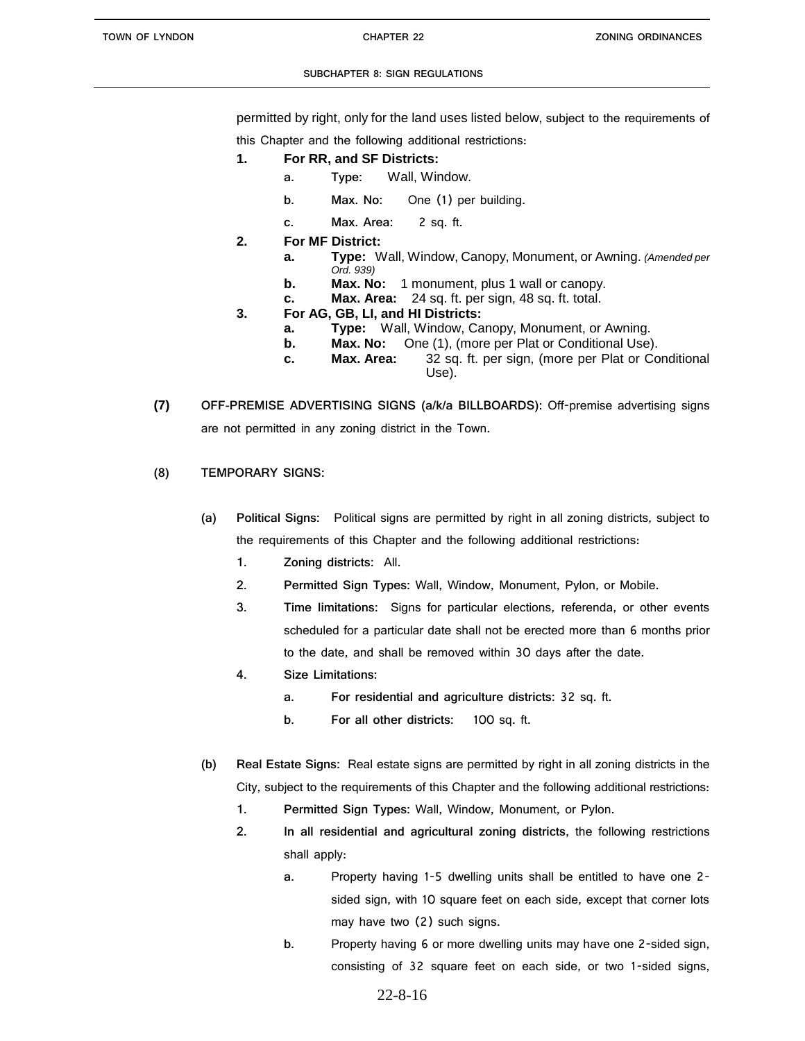permitted by right, only for the land uses listed below, subject to the requirements of this Chapter and the following additional restrictions:

1. **For RR, and SF Districts:**
   a. **Type:** Wall, Window.
   b. **Max. No:** One (1) per building.
   c. **Max. Area:** 2 sq. ft.
2. **For MF District:**
   a. **Type:** Wall, Window, Canopy, Monument, or Awning. *(Amended per Ord. 939)*
   b. **Max. No:** 1 monument, plus 1 wall or canopy.
   c. **Max. Area:** 24 sq. ft. per sign, 48 sq. ft. total.
3. **For AG, GB, LI, and HI Districts:**
   a. **Type:** Wall, Window, Canopy, Monument, or Awning.
   b. **Max. No:** One (1), (more per Plat or Conditional Use).
   c. **Max. Area:** 32 sq. ft. per sign, (more per Plat or Conditional Use).

**(7)** **OFF-PREMISE ADVERTISING SIGNS (a/k/a BILLBOARDS):** Off-premise advertising signs are not permitted in any zoning district in the Town.

**(8)** **TEMPORARY SIGNS:**

**(a)** **Political Signs:** Political signs are permitted by right in all zoning districts, subject to the requirements of this Chapter and the following additional restrictions:

1. **Zoning districts:** All.
2. **Permitted Sign Types:** Wall, Window, Monument, Pylon, or Mobile.
3. **Time limitations:** Signs for particular elections, referenda, or other events scheduled for a particular date shall not be erected more than 6 months prior to the date, and shall be removed within 30 days after the date.
4. **Size Limitations:**
   a. **For residential and agriculture districts:** 32 sq. ft.
   b. **For all other districts:** 100 sq. ft.

**(b)** **Real Estate Signs:** Real estate signs are permitted by right in all zoning districts in the City, subject to the requirements of this Chapter and the following additional restrictions:

1. **Permitted Sign Types:** Wall, Window, Monument, or Pylon.
2. **In all residential and agricultural zoning districts**, the following restrictions shall apply:
   a. Property having 1-5 dwelling units shall be entitled to have one 2-sided sign, with 10 square feet on each side, except that corner lots may have two (2) such signs.
   b. Property having 6 or more dwelling units may have one 2-sided sign, consisting of 32 square feet on each side, or two 1-sided signs,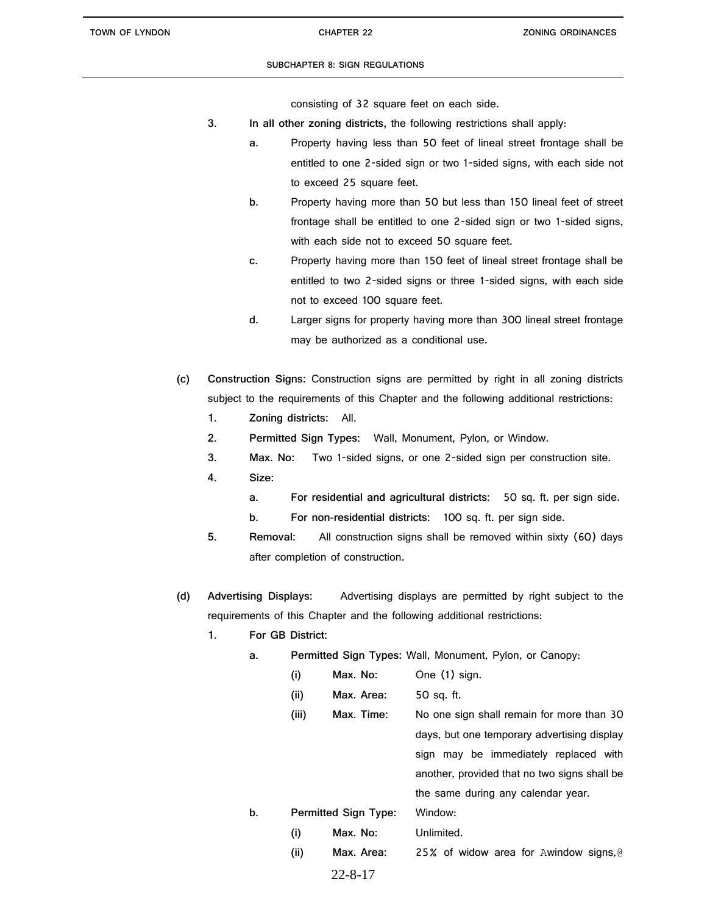consisting of 32 square feet on each side.

3. **In all other zoning districts,** the following restrictions shall apply:

   a. Property having less than 50 feet of lineal street frontage shall be entitled to one 2-sided sign or two 1-sided signs, with each side not to exceed 25 square feet.

   b. Property having more than 50 but less than 150 lineal feet of street frontage shall be entitled to one 2-sided sign or two 1-sided signs, with each side not to exceed 50 square feet.

   c. Property having more than 150 feet of lineal street frontage shall be entitled to two 2-sided signs or three 1-sided signs, with each side not to exceed 100 square feet.

   d. Larger signs for property having more than 300 lineal street frontage may be authorized as a conditional use.

**(c)** **Construction Signs:** Construction signs are permitted by right in all zoning districts subject to the requirements of this Chapter and the following additional restrictions:

1. **Zoning districts:** All.
2. **Permitted Sign Types:** Wall, Monument, Pylon, or Window.
3. **Max. No:** Two 1-sided signs, or one 2-sided sign per construction site.
4. **Size:**
   a. **For residential and agricultural districts:** 50 sq. ft. per sign side.
   b. **For non-residential districts:** 100 sq. ft. per sign side.
5. **Removal:** All construction signs shall be removed within sixty (60) days after completion of construction.

**(d)** **Advertising Displays:** Advertising displays are permitted by right subject to the requirements of this Chapter and the following additional restrictions:

1. **For GB District:**

   a. **Permitted Sign Types:** Wall, Monument, Pylon, or Canopy:

      (i) **Max. No:** One (1) sign.

      (ii) **Max. Area:** 50 sq. ft.

      (iii) **Max. Time:** No one sign shall remain for more than 30 days, but one temporary advertising display sign may be immediately replaced with another, provided that no two signs shall be the same during any calendar year.

   b. **Permitted Sign Type:** Window:

      (i) **Max. No:** Unlimited.

      (ii) **Max. Area:** 25% of widow area for Awindow signs,@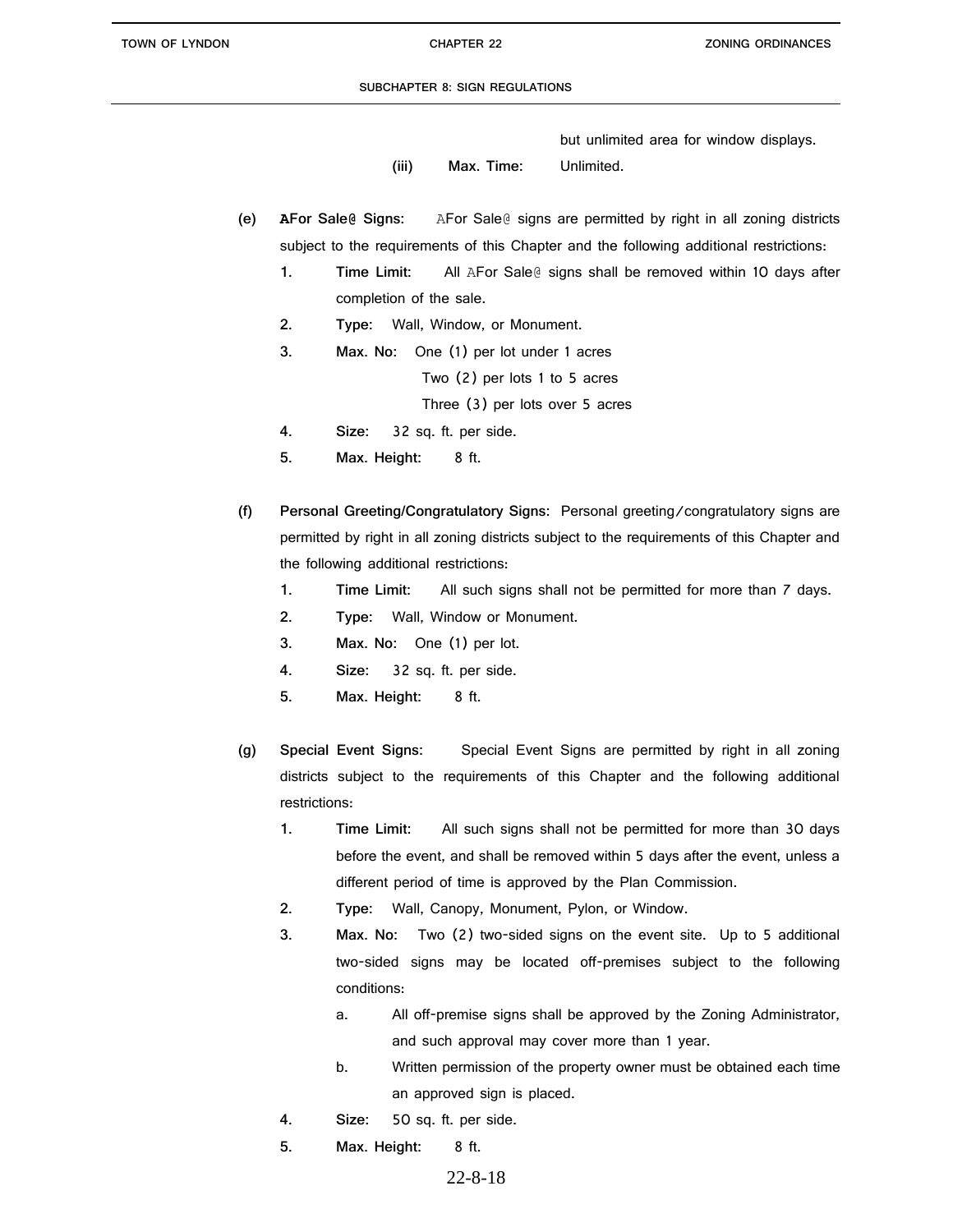but unlimited area for window displays.

(iii) **Max. Time:** Unlimited.

(e) **AFor Sale@ Signs:** AFor Sale@ signs are permitted by right in all zoning districts subject to the requirements of this Chapter and the following additional restrictions:

1. **Time Limit:** All AFor Sale@ signs shall be removed within 10 days after completion of the sale.
2. **Type:** Wall, Window, or Monument.
3. **Max. No:** One (1) per lot under 1 acres
   Two (2) per lots 1 to 5 acres
   Three (3) per lots over 5 acres
4. **Size:** 32 sq. ft. per side.
5. **Max. Height:** 8 ft.

(f) **Personal Greeting/Congratulatory Signs:** Personal greeting/congratulatory signs are permitted by right in all zoning districts subject to the requirements of this Chapter and the following additional restrictions:

1. **Time Limit:** All such signs shall not be permitted for more than 7 days.
2. **Type:** Wall, Window or Monument.
3. **Max. No:** One (1) per lot.
4. **Size:** 32 sq. ft. per side.
5. **Max. Height:** 8 ft.

(g) **Special Event Signs:** Special Event Signs are permitted by right in all zoning districts subject to the requirements of this Chapter and the following additional restrictions:

1. **Time Limit:** All such signs shall not be permitted for more than 30 days before the event, and shall be removed within 5 days after the event, unless a different period of time is approved by the Plan Commission.
2. **Type:** Wall, Canopy, Monument, Pylon, or Window.
3. **Max. No:** Two (2) two-sided signs on the event site. Up to 5 additional two-sided signs may be located off-premises subject to the following conditions:
   a. All off-premise signs shall be approved by the Zoning Administrator, and such approval may cover more than 1 year.
   b. Written permission of the property owner must be obtained each time an approved sign is placed.
4. **Size:** 50 sq. ft. per side.
5. **Max. Height:** 8 ft.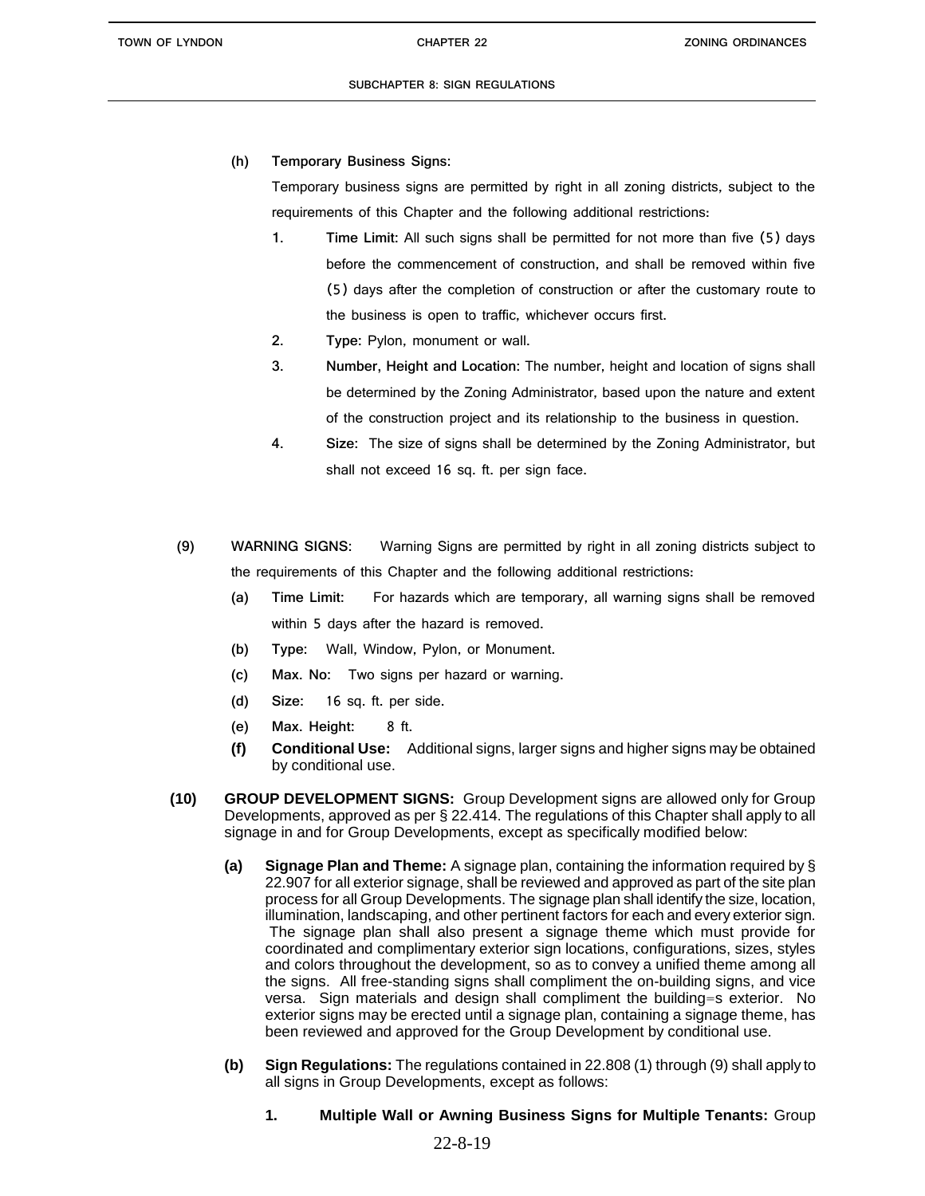**(h) Temporary Business Signs:**

Temporary business signs are permitted by right in all zoning districts, subject to the requirements of this Chapter and the following additional restrictions:

1. **Time Limit:** All such signs shall be permitted for not more than five (5) days before the commencement of construction, and shall be removed within five (5) days after the completion of construction or after the customary route to the business is open to traffic, whichever occurs first.
2. **Type:** Pylon, monument or wall.
3. **Number, Height and Location:** The number, height and location of signs shall be determined by the Zoning Administrator, based upon the nature and extent of the construction project and its relationship to the business in question.
4. **Size:** The size of signs shall be determined by the Zoning Administrator, but shall not exceed 16 sq. ft. per sign face.

**(9) WARNING SIGNS:** Warning Signs are permitted by right in all zoning districts subject to the requirements of this Chapter and the following additional restrictions:

- **(a) Time Limit:** For hazards which are temporary, all warning signs shall be removed within 5 days after the hazard is removed.
- **(b) Type:** Wall, Window, Pylon, or Monument.
- **(c) Max. No:** Two signs per hazard or warning.
- **(d) Size:** 16 sq. ft. per side.
- **(e) Max. Height:** 8 ft.
- **(f) Conditional Use:** Additional signs, larger signs and higher signs may be obtained by conditional use.

**(10) GROUP DEVELOPMENT SIGNS:** Group Development signs are allowed only for Group Developments, approved as per § 22.414. The regulations of this Chapter shall apply to all signage in and for Group Developments, except as specifically modified below:

**(a) Signage Plan and Theme:** A signage plan, containing the information required by § 22.907 for all exterior signage, shall be reviewed and approved as part of the site plan process for all Group Developments. The signage plan shall identify the size, location, illumination, landscaping, and other pertinent factors for each and every exterior sign. The signage plan shall also present a signage theme which must provide for coordinated and complimentary exterior sign locations, configurations, sizes, styles and colors throughout the development, so as to convey a unified theme among all the signs. All free-standing signs shall compliment the on-building signs, and vice versa. Sign materials and design shall compliment the building=s exterior. No exterior signs may be erected until a signage plan, containing a signage theme, has been reviewed and approved for the Group Development by conditional use.

**(b) Sign Regulations:** The regulations contained in 22.808 (1) through (9) shall apply to all signs in Group Developments, except as follows:

1. **Multiple Wall or Awning Business Signs for Multiple Tenants:** Group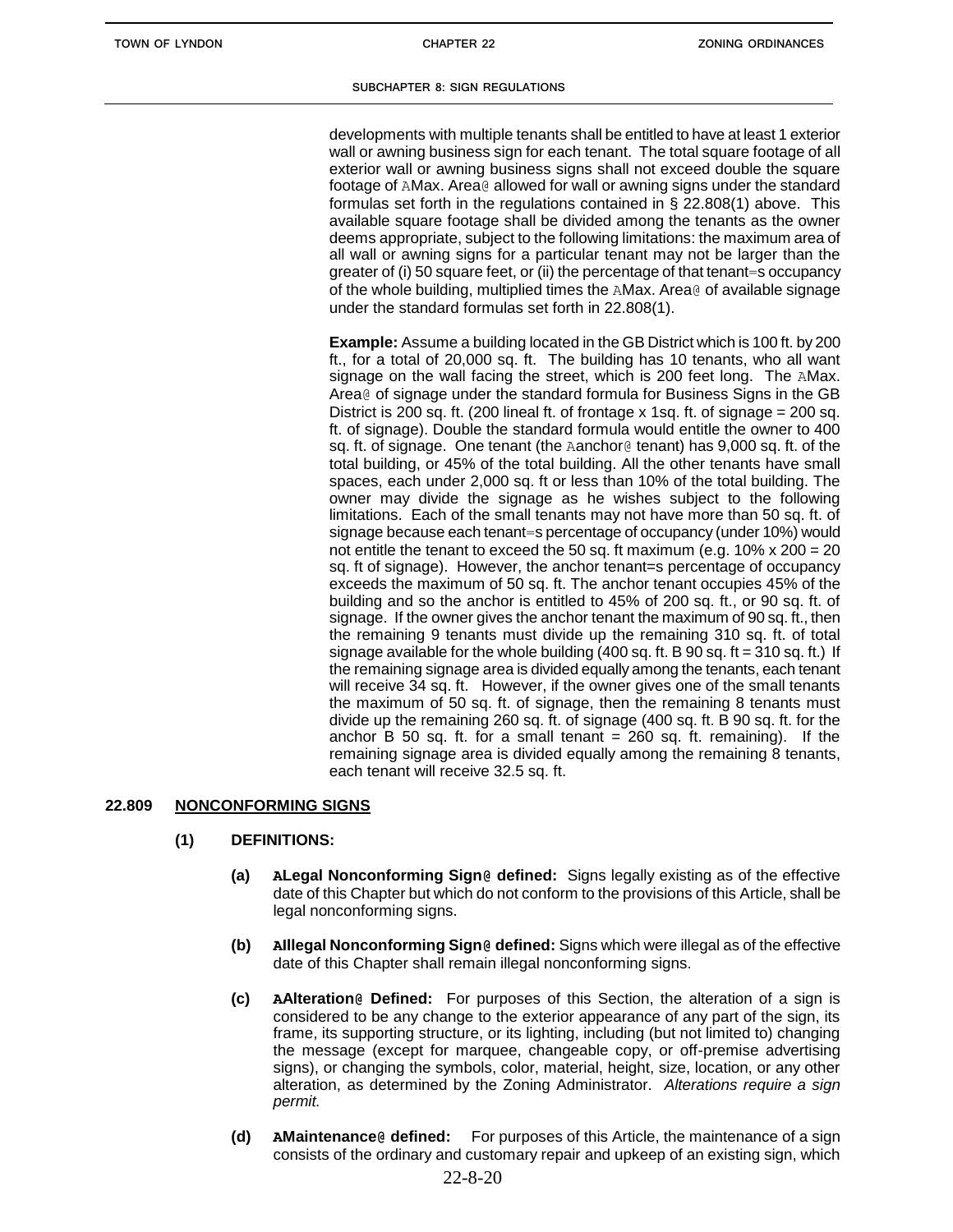developments with multiple tenants shall be entitled to have at least 1 exterior wall or awning business sign for each tenant. The total square footage of all exterior wall or awning business signs shall not exceed double the square footage of AMax. Area@ allowed for wall or awning signs under the standard formulas set forth in the regulations contained in § 22.808(1) above. This available square footage shall be divided among the tenants as the owner deems appropriate, subject to the following limitations: the maximum area of all wall or awning signs for a particular tenant may not be larger than the greater of (i) 50 square feet, or (ii) the percentage of that tenant=s occupancy of the whole building, multiplied times the AMax. Area@ of available signage under the standard formulas set forth in 22.808(1).

**Example:** Assume a building located in the GB District which is 100 ft. by 200 ft., for a total of 20,000 sq. ft. The building has 10 tenants, who all want signage on the wall facing the street, which is 200 feet long. The AMax. Area@ of signage under the standard formula for Business Signs in the GB District is 200 sq. ft. (200 lineal ft. of frontage x 1sq. ft. of signage = 200 sq. ft. of signage). Double the standard formula would entitle the owner to 400 sq. ft. of signage. One tenant (the Aanchor@ tenant) has 9,000 sq. ft. of the total building, or 45% of the total building. All the other tenants have small spaces, each under 2,000 sq. ft or less than 10% of the total building. The owner may divide the signage as he wishes subject to the following limitations. Each of the small tenants may not have more than 50 sq. ft. of signage because each tenant=s percentage of occupancy (under 10%) would not entitle the tenant to exceed the 50 sq. ft maximum (e.g. 10% x 200 = 20 sq. ft of signage). However, the anchor tenant=s percentage of occupancy exceeds the maximum of 50 sq. ft. The anchor tenant occupies 45% of the building and so the anchor is entitled to 45% of 200 sq. ft., or 90 sq. ft. of signage. If the owner gives the anchor tenant the maximum of 90 sq. ft., then the remaining 9 tenants must divide up the remaining 310 sq. ft. of total signage available for the whole building (400 sq. ft. B 90 sq. ft = 310 sq. ft.) If the remaining signage area is divided equally among the tenants, each tenant will receive 34 sq. ft. However, if the owner gives one of the small tenants the maximum of 50 sq. ft. of signage, then the remaining 8 tenants must divide up the remaining 260 sq. ft. of signage (400 sq. ft. B 90 sq. ft. for the anchor B 50 sq. ft. for a small tenant = 260 sq. ft. remaining). If the remaining signage area is divided equally among the remaining 8 tenants, each tenant will receive 32.5 sq. ft.

## 22.809 NONCONFORMING SIGNS

**(1) DEFINITIONS:**

**(a) ALegal Nonconforming Sign@ defined:** Signs legally existing as of the effective date of this Chapter but which do not conform to the provisions of this Article, shall be legal nonconforming signs.

**(b) AIllegal Nonconforming Sign@ defined:** Signs which were illegal as of the effective date of this Chapter shall remain illegal nonconforming signs.

**(c) AAlteration@ Defined:** For purposes of this Section, the alteration of a sign is considered to be any change to the exterior appearance of any part of the sign, its frame, its supporting structure, or its lighting, including (but not limited to) changing the message (except for marquee, changeable copy, or off-premise advertising signs), or changing the symbols, color, material, height, size, location, or any other alteration, as determined by the Zoning Administrator. *Alterations require a sign permit.*

**(d) AMaintenance@ defined:** For purposes of this Article, the maintenance of a sign consists of the ordinary and customary repair and upkeep of an existing sign, which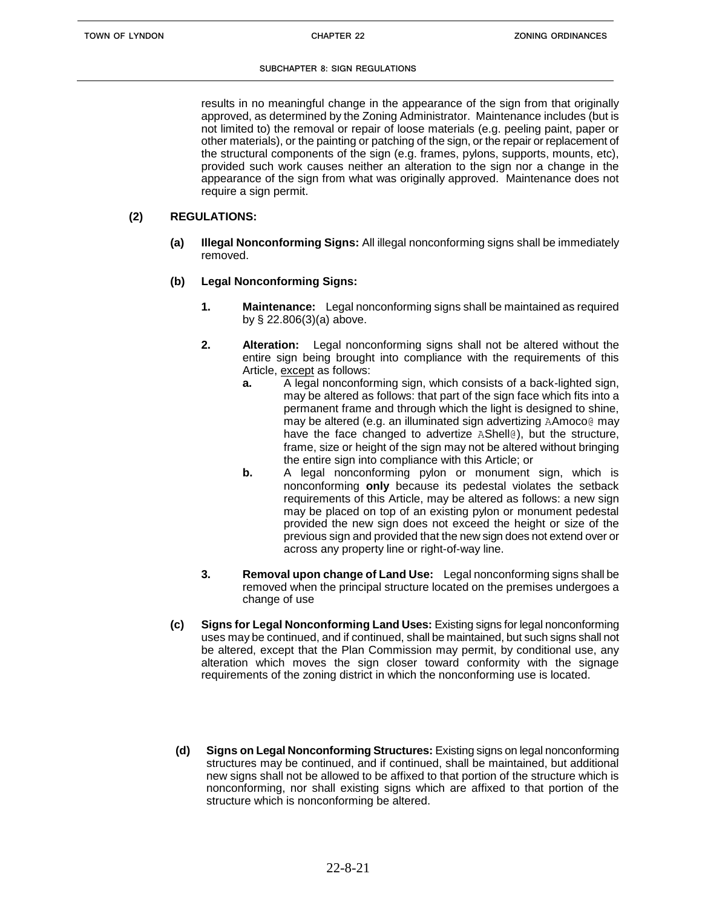results in no meaningful change in the appearance of the sign from that originally approved, as determined by the Zoning Administrator. Maintenance includes (but is not limited to) the removal or repair of loose materials (e.g. peeling paint, paper or other materials), or the painting or patching of the sign, or the repair or replacement of the structural components of the sign (e.g. frames, pylons, supports, mounts, etc), provided such work causes neither an alteration to the sign nor a change in the appearance of the sign from what was originally approved. Maintenance does not require a sign permit.

**(2) REGULATIONS:**

**(a) Illegal Nonconforming Signs:** All illegal nonconforming signs shall be immediately removed.

**(b) Legal Nonconforming Signs:**

**1. Maintenance:** Legal nonconforming signs shall be maintained as required by § 22.806(3)(a) above.

**2. Alteration:** Legal nonconforming signs shall not be altered without the entire sign being brought into compliance with the requirements of this Article, except as follows:

**a.** A legal nonconforming sign, which consists of a back-lighted sign, may be altered as follows: that part of the sign face which fits into a permanent frame and through which the light is designed to shine, may be altered (e.g. an illuminated sign advertizing AAmoco@ may have the face changed to advertize AShell@), but the structure, frame, size or height of the sign may not be altered without bringing the entire sign into compliance with this Article; or

**b.** A legal nonconforming pylon or monument sign, which is nonconforming **only** because its pedestal violates the setback requirements of this Article, may be altered as follows: a new sign may be placed on top of an existing pylon or monument pedestal provided the new sign does not exceed the height or size of the previous sign and provided that the new sign does not extend over or across any property line or right-of-way line.

**3. Removal upon change of Land Use:** Legal nonconforming signs shall be removed when the principal structure located on the premises undergoes a change of use

**(c) Signs for Legal Nonconforming Land Uses:** Existing signs for legal nonconforming uses may be continued, and if continued, shall be maintained, but such signs shall not be altered, except that the Plan Commission may permit, by conditional use, any alteration which moves the sign closer toward conformity with the signage requirements of the zoning district in which the nonconforming use is located.

**(d) Signs on Legal Nonconforming Structures:** Existing signs on legal nonconforming structures may be continued, and if continued, shall be maintained, but additional new signs shall not be allowed to be affixed to that portion of the structure which is nonconforming, nor shall existing signs which are affixed to that portion of the structure which is nonconforming be altered.